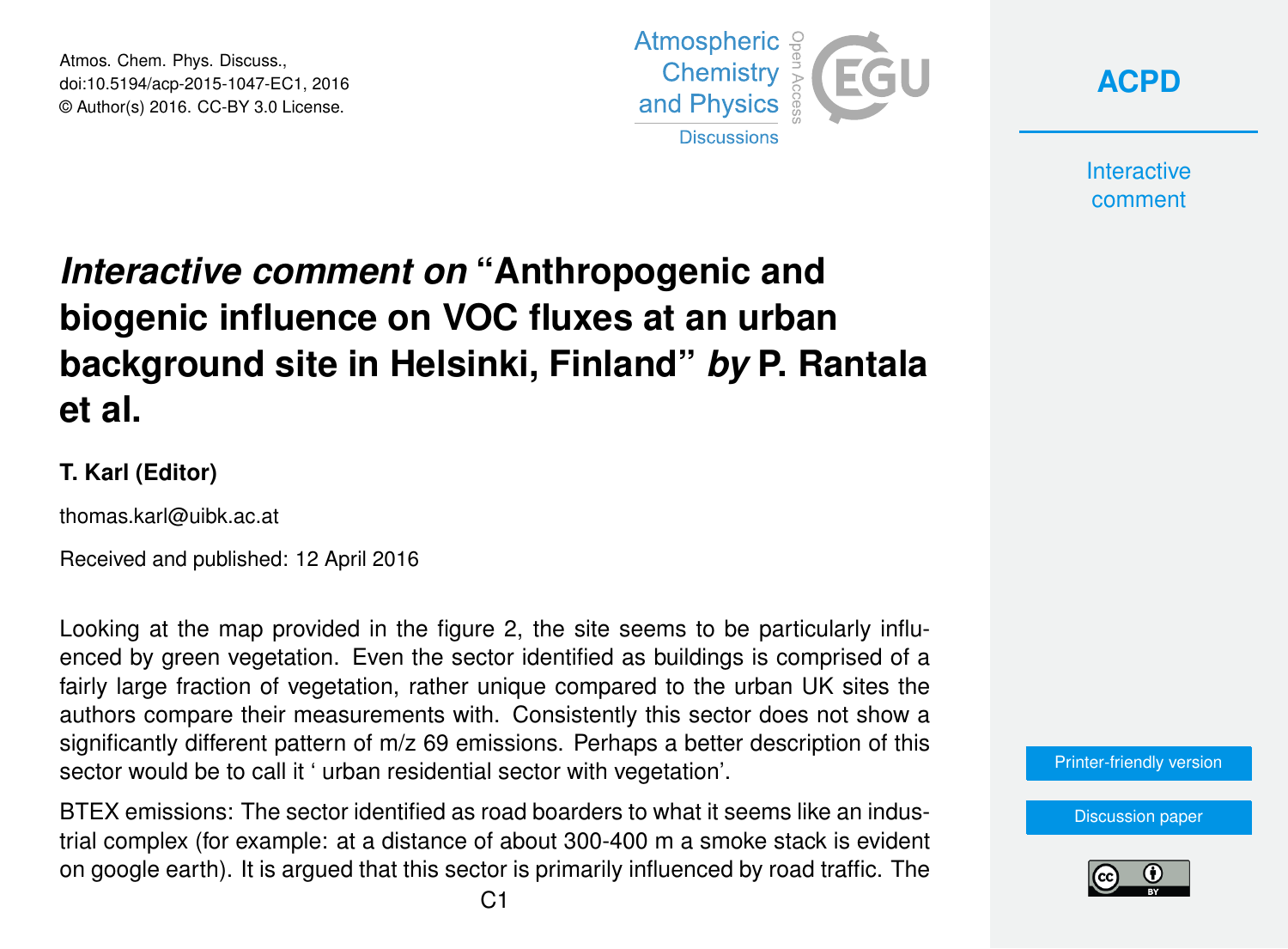# *Interactive comment on* "Anthropogenic and biogenic influence on VOC fluxes at an urban background site in Helsinki, Finland" *by* P. Rantala et al.

**T. Karl (Editor)**

thomas.karl@uibk.ac.at

Received and published: 12 April 2016

Looking at the map provided in the figure 2, the site seems to be particularly influenced by green vegetation. Even the sector identified as buildings is comprised of a fairly large fraction of vegetation, rather unique compared to the urban UK sites the authors compare their measurements with. Consistently this sector does not show a significantly different pattern of m/z 69 emissions. Perhaps a better description of this sector would be to call it ' urban residential sector with vegetation'.

BTEX emissions: The sector identified as road boarders to what it seems like an industrial complex (for example: at a distance of about 300-400 m a smoke stack is evident on google earth). It is argued that this sector is primarily influenced by road traffic. The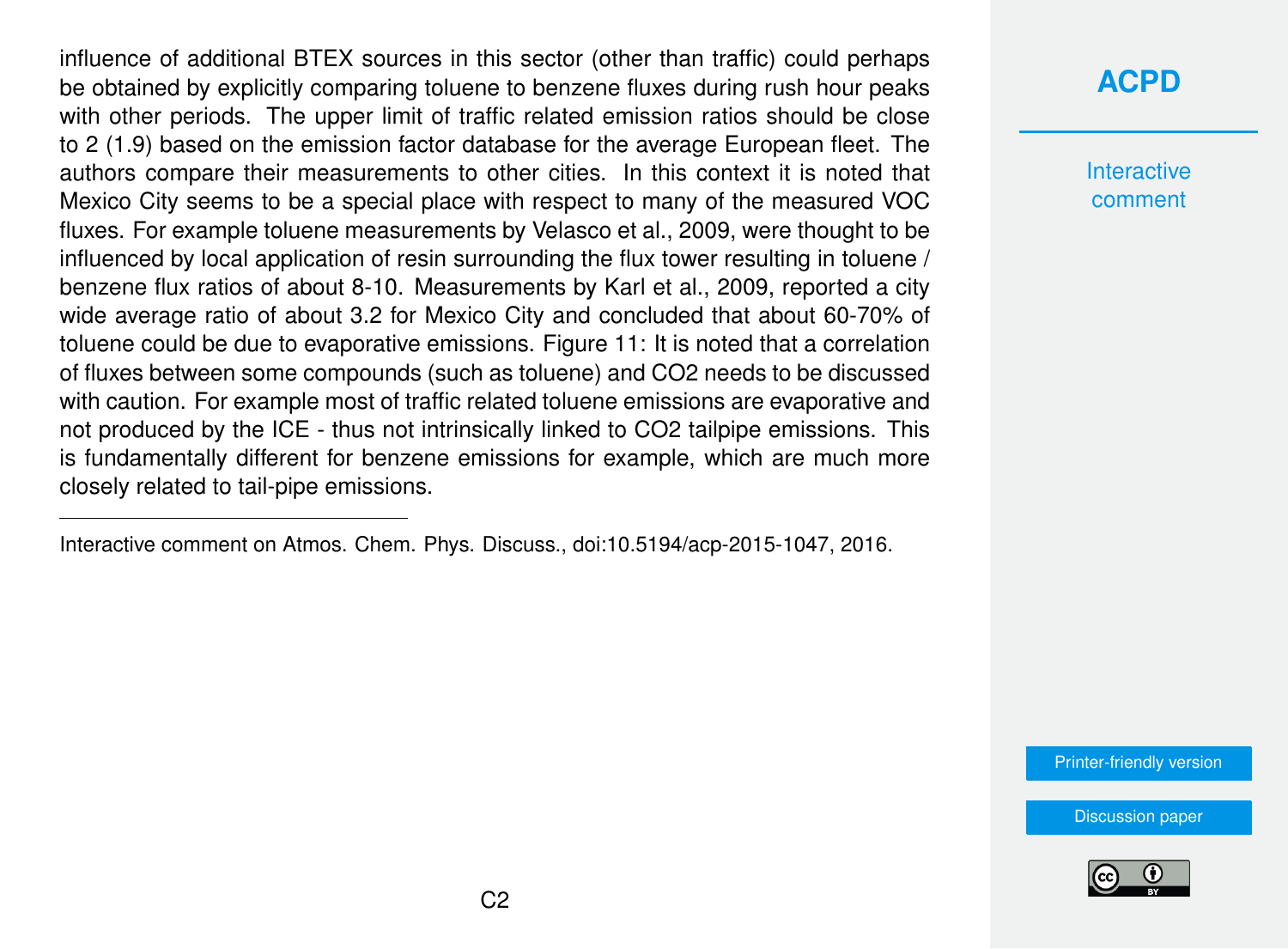influence of additional BTEX sources in this sector (other than traffic) could perhaps be obtained by explicitly comparing toluene to benzene fluxes during rush hour peaks with other periods. The upper limit of traffic related emission ratios should be close to 2 (1.9) based on the emission factor database for the average European fleet. The authors compare their measurements to other cities. In this context it is noted that Mexico City seems to be a special place with respect to many of the measured VOC fluxes. For example toluene measurements by Velasco et al., 2009, were thought to be influenced by local application of resin surrounding the flux tower resulting in toluene / benzene flux ratios of about 8-10. Measurements by Karl et al., 2009, reported a city wide average ratio of about 3.2 for Mexico City and concluded that about 60-70% of toluene could be due to evaporative emissions. Figure 11: It is noted that a correlation of fluxes between some compounds (such as toluene) and $CO_2$ needs to be discussed with caution. For example most of traffic related toluene emissions are evaporative and not produced by the ICE - thus not intrinsically linked to $CO_2$ tailpipe emissions. This is fundamentally different for benzene emissions for example, which are much more closely related to tail-pipe emissions.

---

Interactive comment on Atmos. Chem. Phys. Discuss., doi:10.5194/acp-2015-1047, 2016.